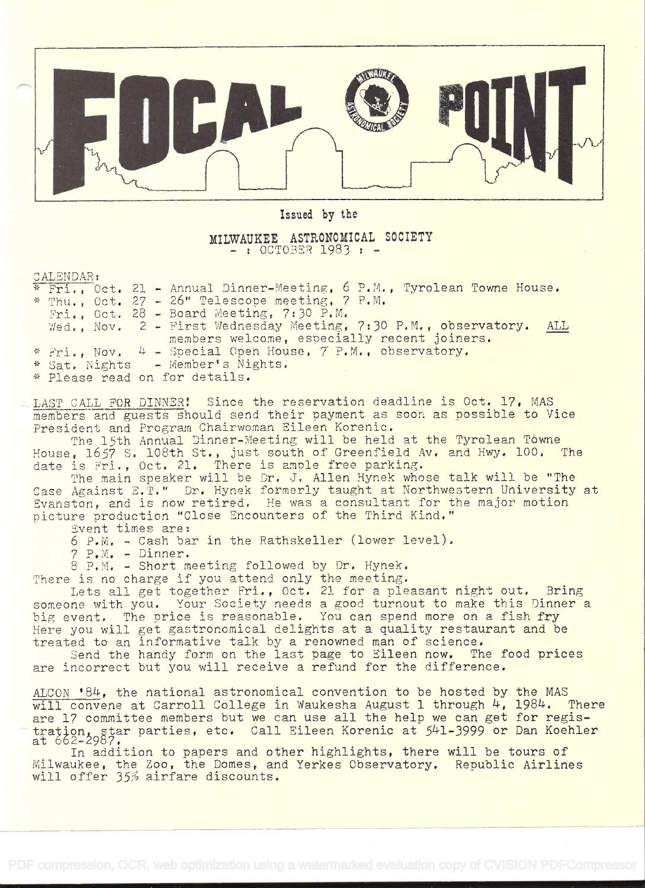# FOCAL POINT

Issued by the

MILWAUKEE ASTRONOMICAL SOCIETY
- : OCTOBER 1983 : -

CALENDAR:

* Fri., Oct. 21 - Annual Dinner-Meeting, 6 P.M., Tyrolean Towne House.
* Thu., Oct. 27 - 26" Telescope meeting, 7 P.M.
  Fri., Oct. 28 - Board Meeting, 7:30 P.M.
  Wed., Nov. 2 - First Wednesday Meeting, 7:30 P.M., observatory. ALL members welcome, especially recent joiners.
* Fri., Nov. 4 - Special Open House, 7 P.M., observatory.
* Sat. Nights - Member's Nights.
* Please read on for details.

LAST CALL FOR DINNER! Since the reservation deadline is Oct. 17, MAS members and guests should send their payment as soon as possible to Vice President and Program Chairwoman Eileen Korenic.

The 15th Annual Dinner-Meeting will be held at the Tyrolean Towne House, 1657 S. 108th St., just south of Greenfield Av. and Hwy. 100. The date is Fri., Oct. 21. There is ample free parking.

The main speaker will be Dr. J. Allen Hynek whose talk will be "The Case Against E.T." Dr. Hynek formerly taught at Northwestern University at Evanston, and is now retired. He was a consultant for the major motion picture production "Close Encounters of the Third Kind."

Event times are:

6 P.M. - Cash bar in the Rathskeller (lower level).
7 P.M. - Dinner.
8 P.M. - Short meeting followed by Dr. Hynek.

There is no charge if you attend only the meeting.

Lets all get together Fri., Oct. 21 for a pleasant night out. Bring someone with you. Your Society needs a good turnout to make this Dinner a big event. The price is reasonable. You can spend more on a fish fry. Here you will get gastronomical delights at a quality restaurant and be treated to an informative talk by a renowned man of science.

Send the handy form on the last page to Eileen now. The food prices are incorrect but you will receive a refund for the difference.

ALCON '84, the national astronomical convention to be hosted by the MAS will convene at Carroll College in Waukesha August 1 through 4, 1984. There are 17 committee members but we can use all the help we can get for registration, star parties, etc. Call Eileen Korenic at 541-3999 or Dan Koehler at 662-2987.

In addition to papers and other highlights, there will be tours of Milwaukee, the Zoo, the Domes, and Yerkes Observatory. Republic Airlines will offer 35% airfare discounts.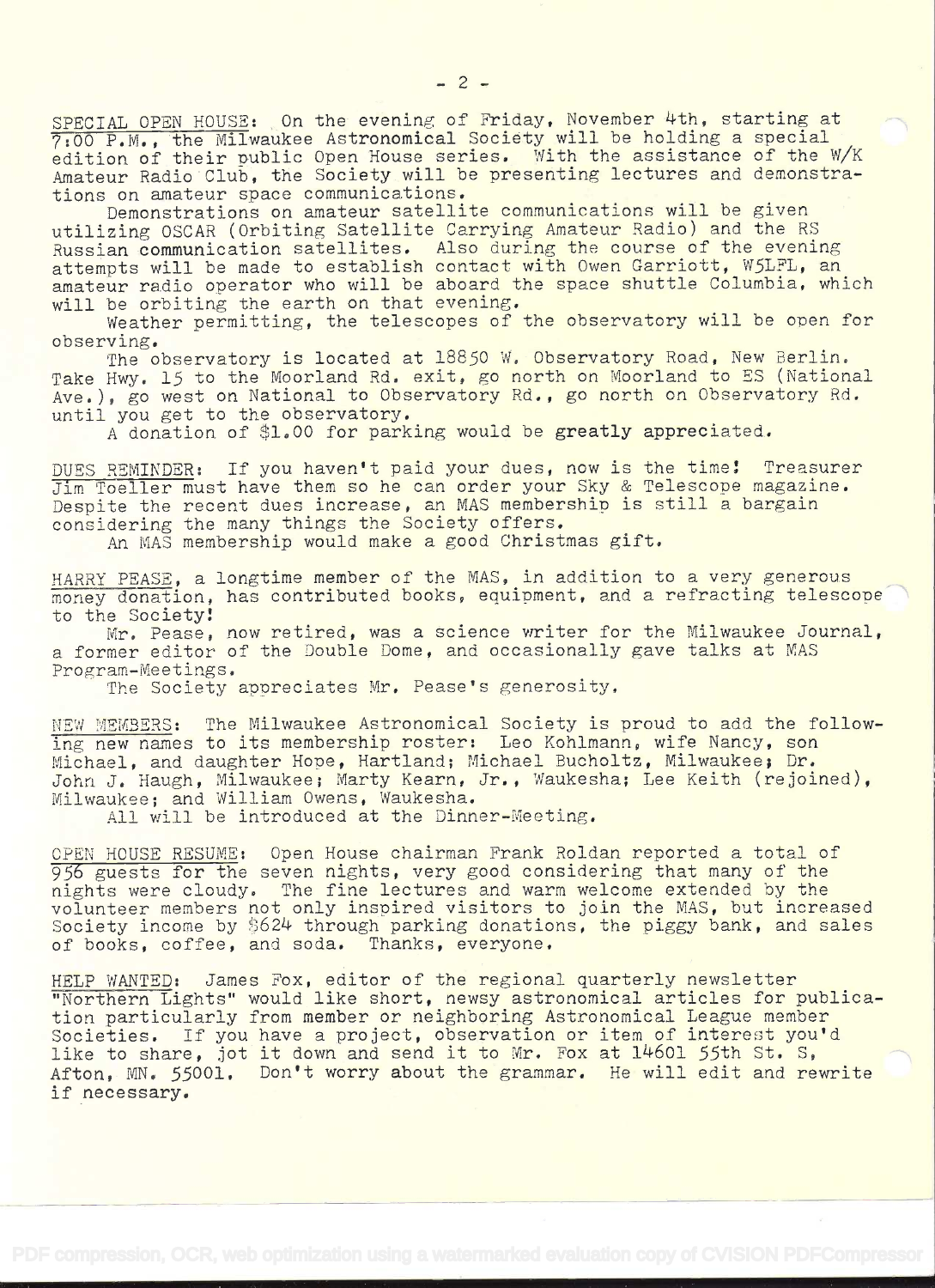SPECIAL OPEN HOUSE: On the evening of Friday, November 4th, starting at 7:00 P.M., the Milwaukee Astronomical Society will be holding a special edition of their public Open House series. With the assistance of the W/K Amateur Radio Club, the Society will be presenting lectures and demonstrations on amateur space communications.

Demonstrations on amateur satellite communications will be given utilizing OSCAR (Orbiting Satellite Carrying Amateur Radio) and the RS Russian communication satellites. Also during the course of the evening attempts will be made to establish contact with Owen Garriott, W5LFL, an amateur radio operator who will be aboard the space shuttle Columbia, which will be orbiting the earth on that evening.

Weather permitting, the telescopes of the observatory will be open for observing.

The observatory is located at 18850 W. Observatory Road, New Berlin. Take Hwy. 15 to the Moorland Rd. exit, go north on Moorland to ES (National Ave.), go west on National to Observatory Rd., go north on Observatory Rd. until you get to the observatory.

A donation of $1.00 for parking would be greatly appreciated.

DUES REMINDER: If you haven't paid your dues, now is the time! Treasurer Jim Toeller must have them so he can order your Sky & Telescope magazine. Despite the recent dues increase, an MAS membership is still a bargain considering the many things the Society offers.

An MAS membership would make a good Christmas gift.

HARRY PEASE, a longtime member of the MAS, in addition to a very generous money donation, has contributed books, equipment, and a refracting telescope to the Society!

Mr. Pease, now retired, was a science writer for the Milwaukee Journal, a former editor of the Double Dome, and occasionally gave talks at MAS Program-Meetings.

The Society appreciates Mr. Pease's generosity.

NEW MEMBERS: The Milwaukee Astronomical Society is proud to add the following new names to its membership roster: Leo Kohlmann, wife Nancy, son Michael, and daughter Hope, Hartland; Michael Bucholtz, Milwaukee; Dr. John J. Haugh, Milwaukee; Marty Kearn, Jr., Waukesha; Lee Keith (rejoined), Milwaukee; and William Owens, Waukesha.

All will be introduced at the Dinner-Meeting.

OPEN HOUSE RESUME: Open House chairman Frank Roldan reported a total of 956 guests for the seven nights, very good considering that many of the nights were cloudy. The fine lectures and warm welcome extended by the volunteer members not only inspired visitors to join the MAS, but increased Society income by $624 through parking donations, the piggy bank, and sales of books, coffee, and soda. Thanks, everyone.

HELP WANTED: James Fox, editor of the regional quarterly newsletter "Northern Lights" would like short, newsy astronomical articles for publication particularly from member or neighboring Astronomical League member Societies. If you have a project, observation or item of interest you'd like to share, jot it down and send it to Mr. Fox at 14601 55th St. S, Afton, MN. 55001. Don't worry about the grammar. He will edit and rewrite if necessary.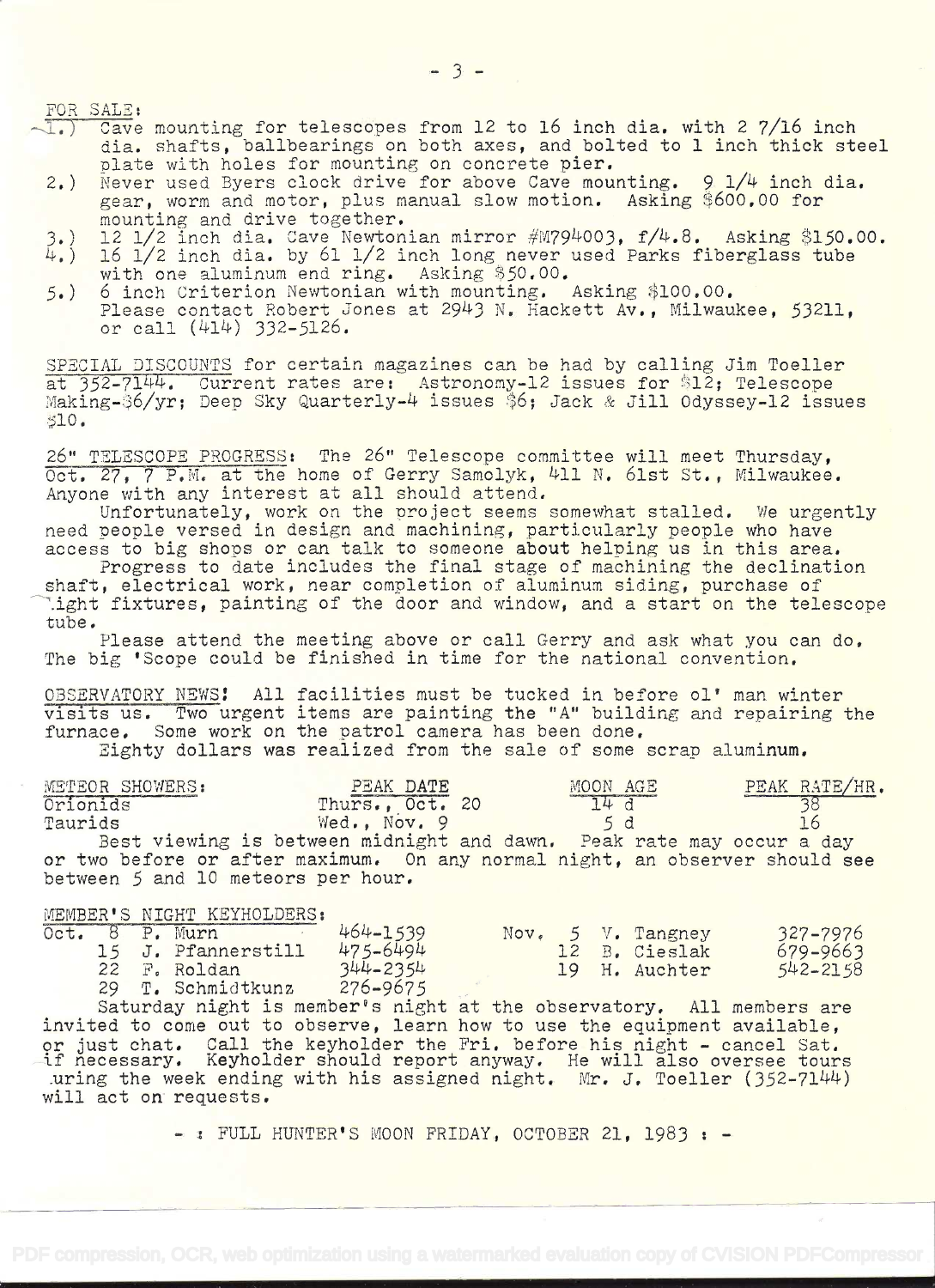FOR SALE:

1.) Cave mounting for telescopes from 12 to 16 inch dia. with 2 7/16 inch dia. shafts, ballbearings on both axes, and bolted to 1 inch thick steel plate with holes for mounting on concrete pier.
2.) Never used Byers clock drive for above Cave mounting. 9 1/4 inch dia. gear, worm and motor, plus manual slow motion. Asking $600.00 for mounting and drive together.
3.) 12 1/2 inch dia. Cave Newtonian mirror #M794003, f/4.8. Asking $150.00.
4.) 16 1/2 inch dia. by 61 1/2 inch long never used Parks fiberglass tube with one aluminum end ring. Asking $50.00.
5.) 6 inch Criterion Newtonian with mounting. Asking $100.00.
Please contact Robert Jones at 2943 N. Hackett Av., Milwaukee, 53211, or call (414) 332-5126.

SPECIAL DISCOUNTS for certain magazines can be had by calling Jim Toeller at 352-7144. Current rates are: Astronomy-12 issues for $12; Telescope Making-$6/yr; Deep Sky Quarterly-4 issues $6; Jack & Jill Odyssey-12 issues $10.

26" TELESCOPE PROGRESS: The 26" Telescope committee will meet Thursday, Oct. 27, 7 P.M. at the home of Gerry Samolyk, 411 N. 61st St., Milwaukee. Anyone with any interest at all should attend.

Unfortunately, work on the project seems somewhat stalled. We urgently need people versed in design and machining, particularly people who have access to big shops or can talk to someone about helping us in this area.

Progress to date includes the final stage of machining the declination shaft, electrical work, near completion of aluminum siding, purchase of light fixtures, painting of the door and window, and a start on the telescope tube.

Please attend the meeting above or call Gerry and ask what you can do. The big 'Scope could be finished in time for the national convention.

OBSERVATORY NEWS! All facilities must be tucked in before ol' man winter visits us. Two urgent items are painting the "A" building and repairing the furnace. Some work on the patrol camera has been done.

Eighty dollars was realized from the sale of some scrap aluminum.

| METEOR SHOWERS: | PEAK DATE | MOON AGE | PEAK RATE/HR. |
|---|---|---|---|
| Orionids | Thurs., Oct. 20 | 14 d | 38 |
| Taurids | Wed., Nov. 9 | 5 d | 16 |

Best viewing is between midnight and dawn. Peak rate may occur a day or two before or after maximum. On any normal night, an observer should see between 5 and 10 meteors per hour.

MEMBER'S NIGHT KEYHOLDERS:

| Date | Keyholder | Phone | Date | Keyholder | Phone |
|---|---|---|---|---|---|
| Oct. 8 | P. Murn | 464-1539 | Nov. 5 | V. Tangney | 327-7976 |
| 15 | J. Pfannerstill | 475-6494 | 12 | B. Cieslak | 679-9663 |
| 22 | F. Roldan | 344-2354 | 19 | H. Auchter | 542-2158 |
| 29 | T. Schmidtkunz | 276-9675 | | | |

Saturday night is member's night at the observatory. All members are invited to come out to observe, learn how to use the equipment available, or just chat. Call the keyholder the Fri. before his night - cancel Sat. if necessary. Keyholder should report anyway. He will also oversee tours during the week ending with his assigned night. Mr. J. Toeller (352-7144) will act on requests.

- : FULL HUNTER'S MOON FRIDAY, OCTOBER 21, 1983 : -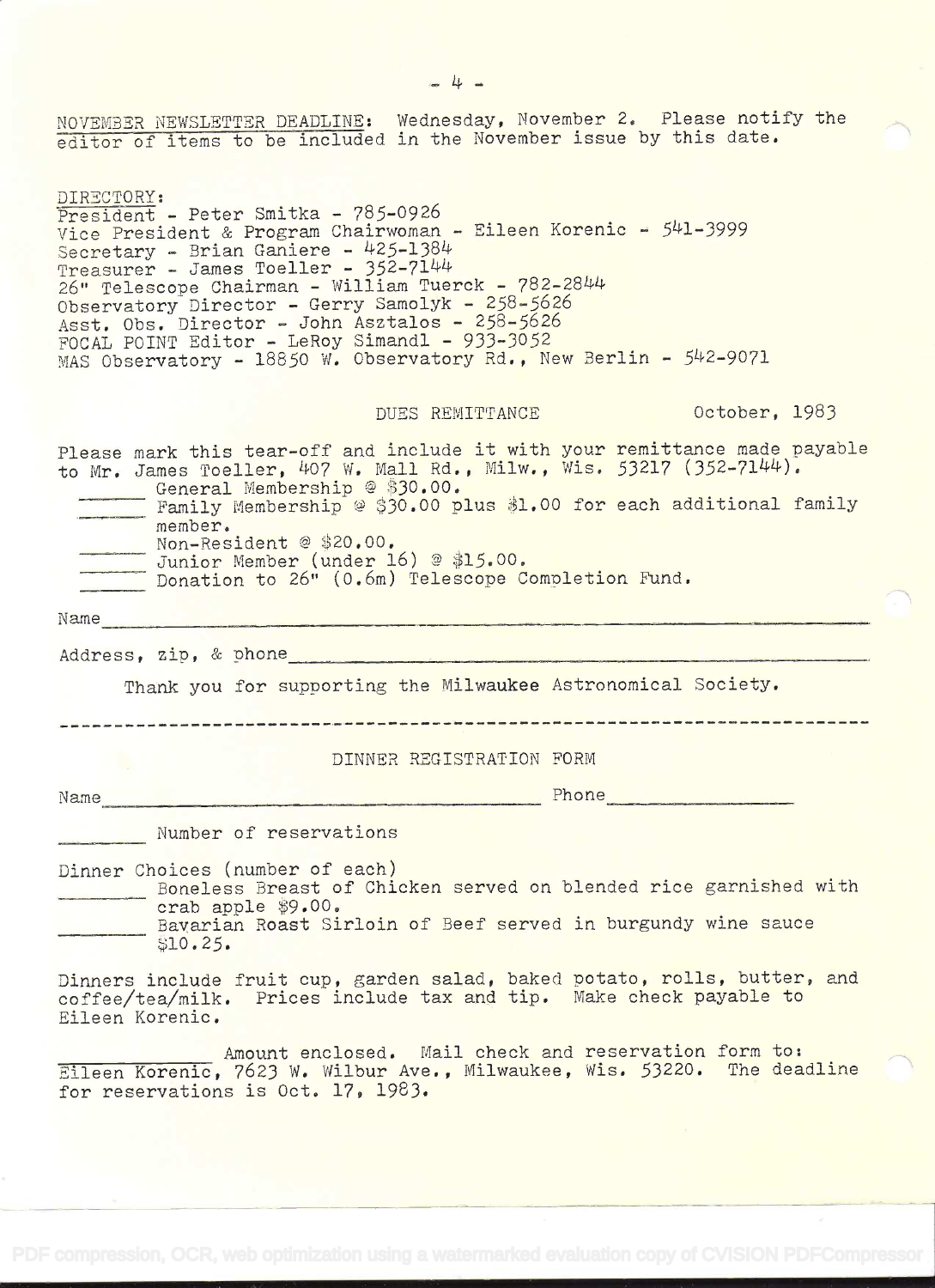NOVEMBER NEWSLETTER DEADLINE: Wednesday, November 2. Please notify the editor of items to be included in the November issue by this date.

DIRECTORY:
President - Peter Smitka - 785-0926
Vice President & Program Chairwoman - Eileen Korenic - 541-3999
Secretary - Brian Ganiere - 425-1384
Treasurer - James Toeller - 352-7144
26" Telescope Chairman - William Tuerck - 782-2844
Observatory Director - Gerry Samolyk - 258-5626
Asst. Obs. Director - John Asztalos - 258-5626
FOCAL POINT Editor - LeRoy Simandl - 933-3052
MAS Observatory - 18850 W. Observatory Rd., New Berlin - 542-9071

DUES REMITTANCE October, 1983

Please mark this tear-off and include it with your remittance made payable to Mr. James Toeller, 407 W. Mall Rd., Milw., Wis. 53217 (352-7144).

_______ General Membership @ $30.00.
_______ Family Membership @ $30.00 plus $1.00 for each additional family member.
_______ Non-Resident @ $20.00.
_______ Junior Member (under 16) @ $15.00.
_______ Donation to 26" (0.6m) Telescope Completion Fund.

Name_______________________________________________

Address, zip, & phone_______________________________________________

Thank you for supporting the Milwaukee Astronomical Society.

---

DINNER REGISTRATION FORM

Name_______________________________ Phone_______________

_______ Number of reservations

Dinner Choices (number of each)

_______ Boneless Breast of Chicken served on blended rice garnished with crab apple $9.00.
_______ Bavarian Roast Sirloin of Beef served in burgundy wine sauce $10.25.

Dinners include fruit cup, garden salad, baked potato, rolls, butter, and coffee/tea/milk. Prices include tax and tip. Make check payable to Eileen Korenic.

_____________ Amount enclosed. Mail check and reservation form to: Eileen Korenic, 7623 W. Wilbur Ave., Milwaukee, Wis. 53220. The deadline for reservations is Oct. 17, 1983.